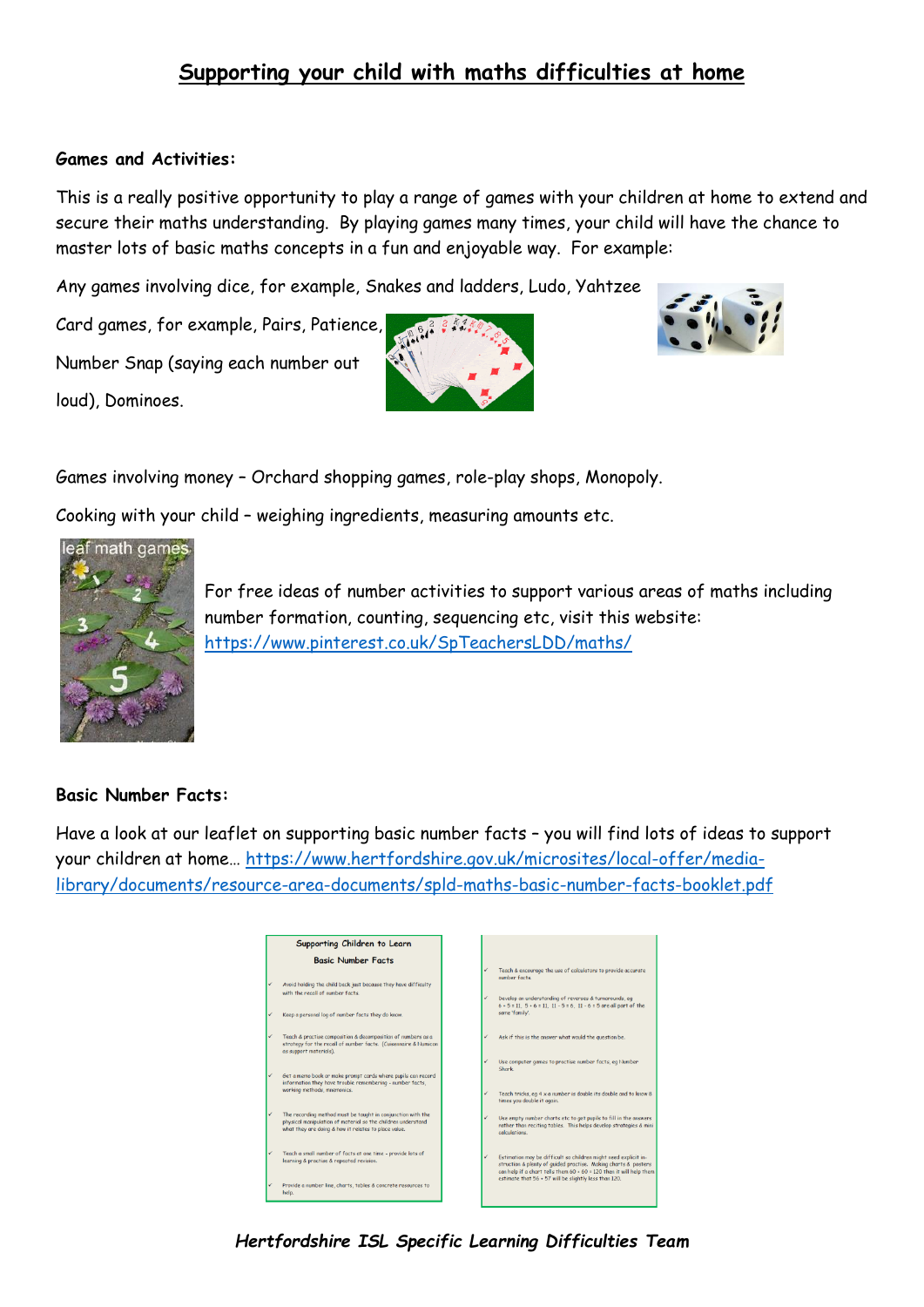# Supporting your child with maths difficulties at home

**Games and Activities:**

This is a really positive opportunity to play a range of games with your children at home to extend and secure their maths understanding. By playing games many times, your child will have the chance to master lots of basic maths concepts in a fun and enjoyable way. For example:

Any games involving dice, for example, Snakes and ladders, Ludo, Yahtzee

Card games, for example, Pairs, Patience, Number Snap (saying each number out loud), Dominoes.

Games involving money – Orchard shopping games, role-play shops, Monopoly.

Cooking with your child – weighing ingredients, measuring amounts etc.

For free ideas of number activities to support various areas of maths including number formation, counting, sequencing etc, visit this website: https://www.pinterest.co.uk/SpTeachersLDD/maths/

**Basic Number Facts:**

Have a look at our leaflet on supporting basic number facts – you will find lots of ideas to support your children at home… https://www.hertfordshire.gov.uk/microsites/local-offer/media-library/documents/resource-area-documents/spld-maths-basic-number-facts-booklet.pdf

*Hertfordshire ISL Specific Learning Difficulties Team*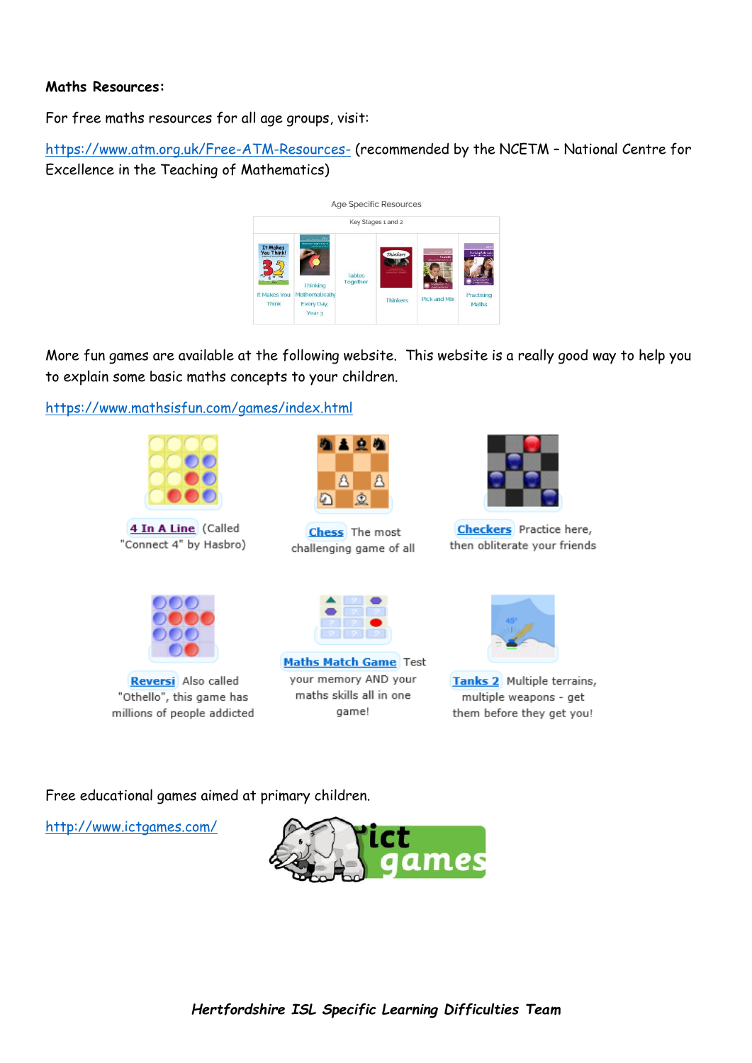**Maths Resources:**

For free maths resources for all age groups, visit:

https://www.atm.org.uk/Free-ATM-Resources- (recommended by the NCETM – National Centre for Excellence in the Teaching of Mathematics)

Age Specific Resources

Key Stages 1 and 2

It Makes You Think

Thinking Mathematically Every Day, Year 3

Tables Together

Thinkers

Pick and Mix

Practising Maths

More fun games are available at the following website. This website is a really good way to help you to explain some basic maths concepts to your children.

https://www.mathsisfun.com/games/index.html

**4 In A Line** (Called "Connect 4" by Hasbro)

**Chess** The most challenging game of all

**Checkers** Practice here, then obliterate your friends

**Reversi** Also called "Othello", this game has millions of people addicted

**Maths Match Game** Test your memory AND your maths skills all in one game!

**Tanks 2** Multiple terrains, multiple weapons - get them before they get you!

Free educational games aimed at primary children.

http://www.ictgames.com/

*Hertfordshire ISL Specific Learning Difficulties Team*